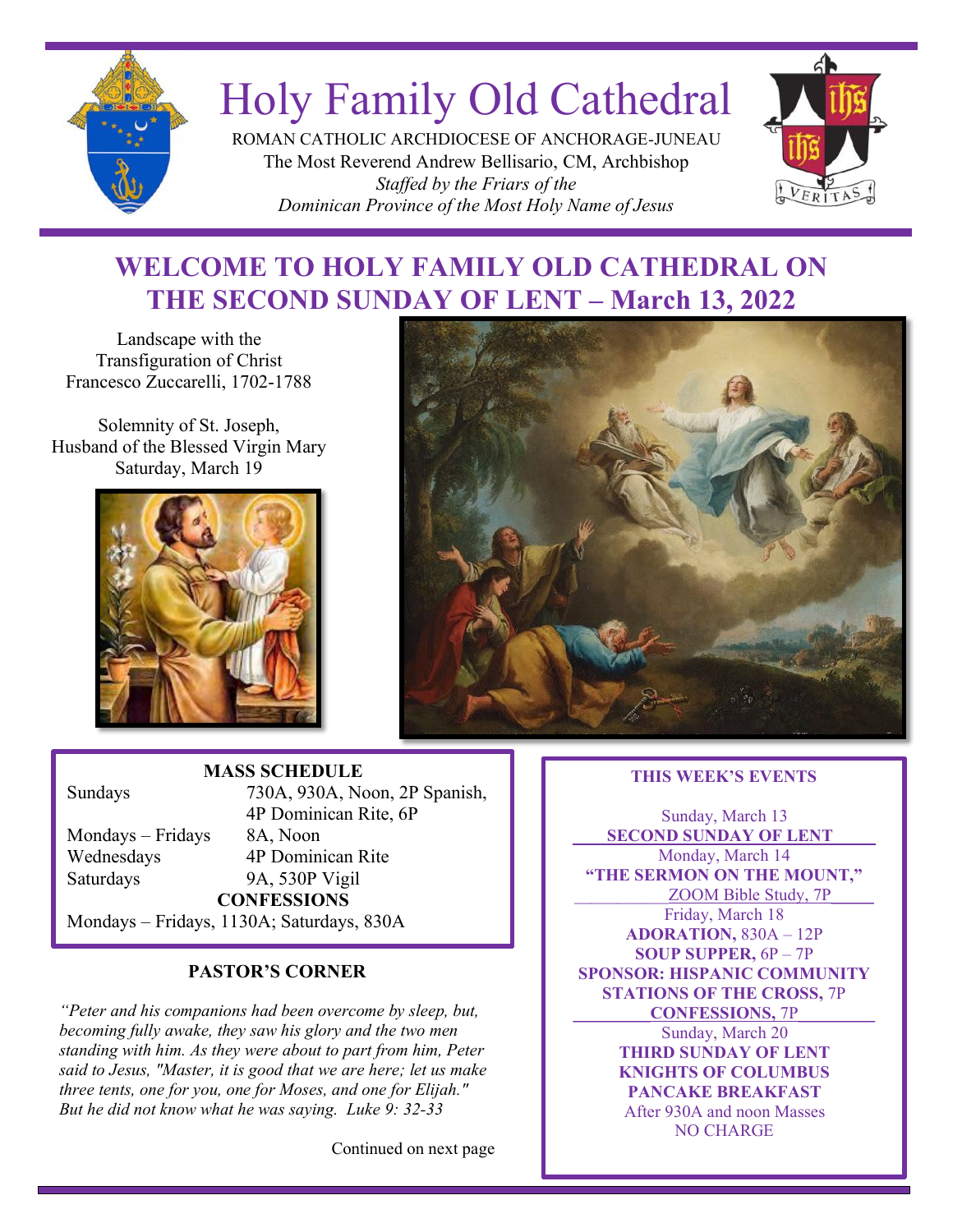# Holy Family Old Cathedral

ROMAN CATHOLIC ARCHDIOCESE OF ANCHORAGE-JUNEAU
The Most Reverend Andrew Bellisario, CM, Archbishop
*Staffed by the Friars of the*
*Dominican Province of the Most Holy Name of Jesus*

## WELCOME TO HOLY FAMILY OLD CATHEDRAL ON THE SECOND SUNDAY OF LENT – March 13, 2022

Landscape with the Transfiguration of Christ
Francesco Zuccarelli, 1702-1788

Solemnity of St. Joseph,
Husband of the Blessed Virgin Mary
Saturday, March 19

### MASS SCHEDULE

| | |
|---|---|
| Sundays | 730A, 930A, Noon, 2P Spanish, 4P Dominican Rite, 6P |
| Mondays – Fridays | 8A, Noon |
| Wednesdays | 4P Dominican Rite |
| Saturdays | 9A, 530P Vigil |

**CONFESSIONS**

Mondays – Fridays, 1130A; Saturdays, 830A

### PASTOR'S CORNER

*"Peter and his companions had been overcome by sleep, but, becoming fully awake, they saw his glory and the two men standing with him. As they were about to part from him, Peter said to Jesus, "Master, it is good that we are here; let us make three tents, one for you, one for Moses, and one for Elijah." But he did not know what he was saying. Luke 9: 32-33*

Continued on next page

### THIS WEEK'S EVENTS

Sunday, March 13
**SECOND SUNDAY OF LENT**

Monday, March 14
**"THE SERMON ON THE MOUNT,"**
ZOOM Bible Study, 7P

Friday, March 18
**ADORATION,** 830A – 12P
**SOUP SUPPER,** 6P – 7P
**SPONSOR: HISPANIC COMMUNITY**
**STATIONS OF THE CROSS,** 7P
**CONFESSIONS,** 7P

Sunday, March 20
**THIRD SUNDAY OF LENT**
**KNIGHTS OF COLUMBUS PANCAKE BREAKFAST**
After 930A and noon Masses
NO CHARGE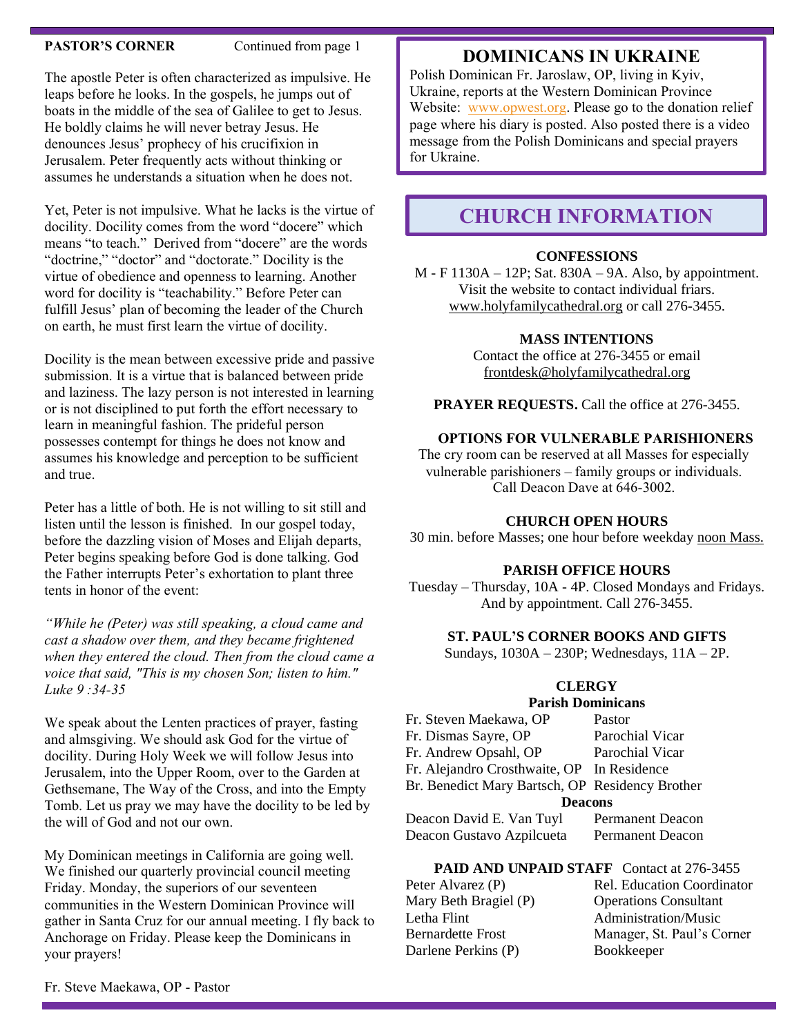**PASTOR'S CORNER** Continued from page 1

The apostle Peter is often characterized as impulsive. He leaps before he looks. In the gospels, he jumps out of boats in the middle of the sea of Galilee to get to Jesus. He boldly claims he will never betray Jesus. He denounces Jesus' prophecy of his crucifixion in Jerusalem. Peter frequently acts without thinking or assumes he understands a situation when he does not.

Yet, Peter is not impulsive. What he lacks is the virtue of docility. Docility comes from the word "docere" which means "to teach." Derived from "docere" are the words "doctrine," "doctor" and "doctorate." Docility is the virtue of obedience and openness to learning. Another word for docility is "teachability." Before Peter can fulfill Jesus' plan of becoming the leader of the Church on earth, he must first learn the virtue of docility.

Docility is the mean between excessive pride and passive submission. It is a virtue that is balanced between pride and laziness. The lazy person is not interested in learning or is not disciplined to put forth the effort necessary to learn in meaningful fashion. The prideful person possesses contempt for things he does not know and assumes his knowledge and perception to be sufficient and true.

Peter has a little of both. He is not willing to sit still and listen until the lesson is finished. In our gospel today, before the dazzling vision of Moses and Elijah departs, Peter begins speaking before God is done talking. God the Father interrupts Peter's exhortation to plant three tents in honor of the event:

*"While he (Peter) was still speaking, a cloud came and cast a shadow over them, and they became frightened when they entered the cloud. Then from the cloud came a voice that said, "This is my chosen Son; listen to him." Luke 9 :34-35*

We speak about the Lenten practices of prayer, fasting and almsgiving. We should ask God for the virtue of docility. During Holy Week we will follow Jesus into Jerusalem, into the Upper Room, over to the Garden at Gethsemane, The Way of the Cross, and into the Empty Tomb. Let us pray we may have the docility to be led by the will of God and not our own.

My Dominican meetings in California are going well. We finished our quarterly provincial council meeting Friday. Monday, the superiors of our seventeen communities in the Western Dominican Province will gather in Santa Cruz for our annual meeting. I fly back to Anchorage on Friday. Please keep the Dominicans in your prayers!

Fr. Steve Maekawa, OP - Pastor

## DOMINICANS IN UKRAINE

Polish Dominican Fr. Jaroslaw, OP, living in Kyiv, Ukraine, reports at the Western Dominican Province Website: www.opwest.org. Please go to the donation relief page where his diary is posted. Also posted there is a video message from the Polish Dominicans and special prayers for Ukraine.

## CHURCH INFORMATION

**CONFESSIONS**
M - F 1130A – 12P; Sat. 830A – 9A. Also, by appointment. Visit the website to contact individual friars. www.holyfamilycathedral.org or call 276-3455.

**MASS INTENTIONS**
Contact the office at 276-3455 or email frontdesk@holyfamilycathedral.org

**PRAYER REQUESTS.** Call the office at 276-3455.

**OPTIONS FOR VULNERABLE PARISHIONERS**
The cry room can be reserved at all Masses for especially vulnerable parishioners – family groups or individuals. Call Deacon Dave at 646-3002.

**CHURCH OPEN HOURS**
30 min. before Masses; one hour before weekday noon Mass.

**PARISH OFFICE HOURS**
Tuesday – Thursday, 10A - 4P. Closed Mondays and Fridays. And by appointment. Call 276-3455.

**ST. PAUL'S CORNER BOOKS AND GIFTS**
Sundays, 1030A – 230P; Wednesdays, 11A – 2P.

**CLERGY**

**Parish Dominicans**

| | |
|---|---|
| Fr. Steven Maekawa, OP | Pastor |
| Fr. Dismas Sayre, OP | Parochial Vicar |
| Fr. Andrew Opsahl, OP | Parochial Vicar |
| Fr. Alejandro Crosthwaite, OP | In Residence |
| Br. Benedict Mary Bartsch, OP | Residency Brother |

**Deacons**

| | |
|---|---|
| Deacon David E. Van Tuyl | Permanent Deacon |
| Deacon Gustavo Azpilcueta | Permanent Deacon |

**PAID AND UNPAID STAFF** Contact at 276-3455

| | |
|---|---|
| Peter Alvarez (P) | Rel. Education Coordinator |
| Mary Beth Bragiel (P) | Operations Consultant |
| Letha Flint | Administration/Music |
| Bernardette Frost | Manager, St. Paul's Corner |
| Darlene Perkins (P) | Bookkeeper |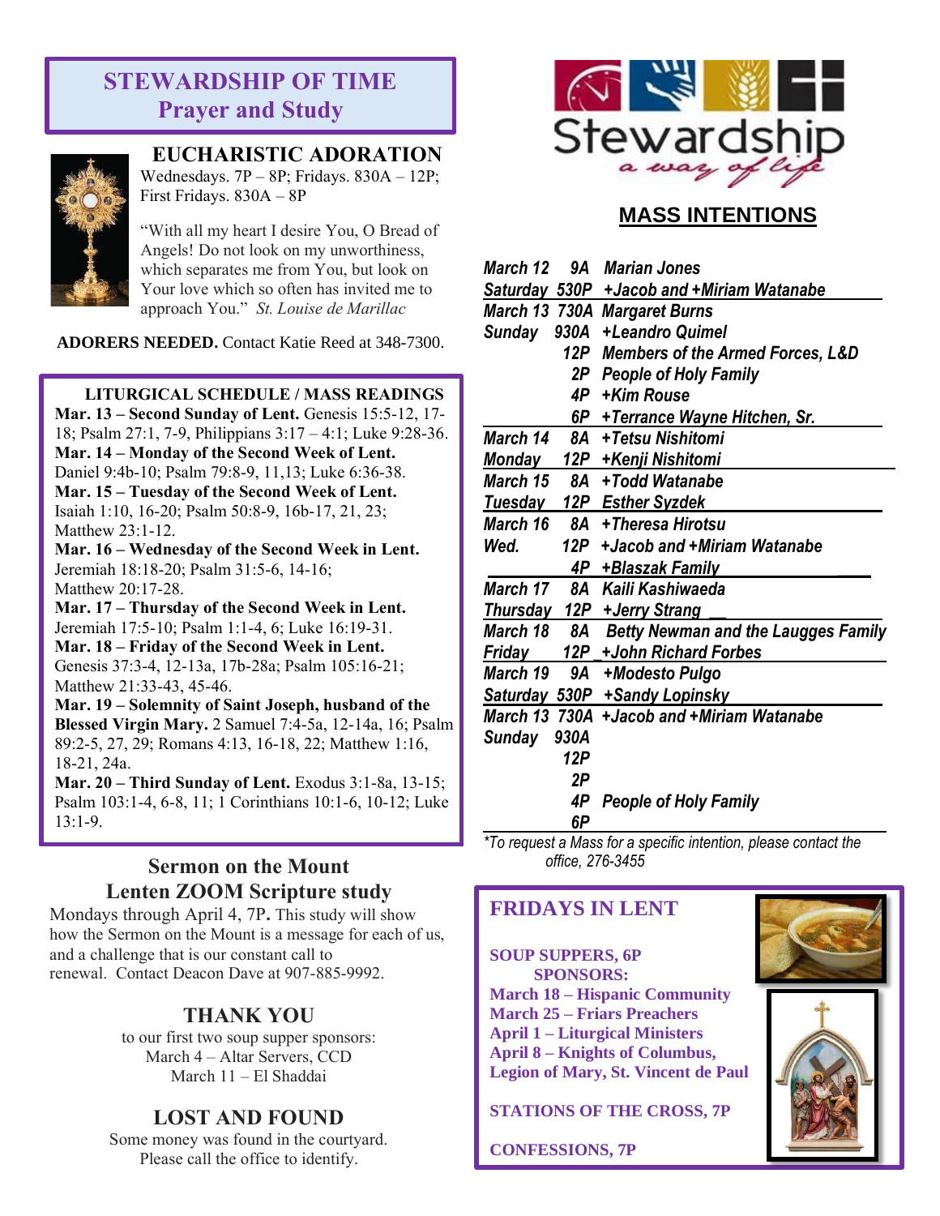## STEWARDSHIP OF TIME
## Prayer and Study

### EUCHARISTIC ADORATION

Wednesdays. 7P – 8P; Fridays. 830A – 12P; First Fridays. 830A – 8P

"With all my heart I desire You, O Bread of Angels! Do not look on my unworthiness, which separates me from You, but look on Your love which so often has invited me to approach You." *St. Louise de Marillac*

**ADORERS NEEDED.** Contact Katie Reed at 348-7300.

### LITURGICAL SCHEDULE / MASS READINGS

**Mar. 13 – Second Sunday of Lent.** Genesis 15:5-12, 17-18; Psalm 27:1, 7-9, Philippians 3:17 – 4:1; Luke 9:28-36.
**Mar. 14 – Monday of the Second Week of Lent.** Daniel 9:4b-10; Psalm 79:8-9, 11,13; Luke 6:36-38.
**Mar. 15 – Tuesday of the Second Week of Lent.** Isaiah 1:10, 16-20; Psalm 50:8-9, 16b-17, 21, 23; Matthew 23:1-12.
**Mar. 16 – Wednesday of the Second Week in Lent.** Jeremiah 18:18-20; Psalm 31:5-6, 14-16; Matthew 20:17-28.
**Mar. 17 – Thursday of the Second Week in Lent.** Jeremiah 17:5-10; Psalm 1:1-4, 6; Luke 16:19-31.
**Mar. 18 – Friday of the Second Week in Lent.** Genesis 37:3-4, 12-13a, 17b-28a; Psalm 105:16-21; Matthew 21:33-43, 45-46.
**Mar. 19 – Solemnity of Saint Joseph, husband of the Blessed Virgin Mary.** 2 Samuel 7:4-5a, 12-14a, 16; Psalm 89:2-5, 27, 29; Romans 4:13, 16-18, 22; Matthew 1:16, 18-21, 24a.
**Mar. 20 – Third Sunday of Lent.** Exodus 3:1-8a, 13-15; Psalm 103:1-4, 6-8, 11; 1 Corinthians 10:1-6, 10-12; Luke 13:1-9.

### Sermon on the Mount
### Lenten ZOOM Scripture study

Mondays through April 4, 7P**.** This study will show how the Sermon on the Mount is a message for each of us, and a challenge that is our constant call to renewal. Contact Deacon Dave at 907-885-9992.

### THANK YOU

to our first two soup supper sponsors:
March 4 – Altar Servers, CCD
March 11 – El Shaddai

### LOST AND FOUND

Some money was found in the courtyard. Please call the office to identify.

Stewardship
*a way of life*

## MASS INTENTIONS

| | | |
|---|---|---|
| ***March 12*** | ***9A*** | ***Marian Jones*** |
| ***Saturday*** | ***530P*** | ***+Jacob and +Miriam Watanabe*** |
| ***March 13*** | ***730A*** | ***Margaret Burns*** |
| ***Sunday*** | ***930A*** | ***+Leandro Quimel*** |
| | ***12P*** | ***Members of the Armed Forces, L&D*** |
| | ***2P*** | ***People of Holy Family*** |
| | ***4P*** | ***+Kim Rouse*** |
| | ***6P*** | ***+Terrance Wayne Hitchen, Sr.*** |
| ***March 14*** | ***8A*** | ***+Tetsu Nishitomi*** |
| ***Monday*** | ***12P*** | ***+Kenji Nishitomi*** |
| ***March 15*** | ***8A*** | ***+Todd Watanabe*** |
| ***Tuesday*** | ***12P*** | ***Esther Syzdek*** |
| ***March 16*** | ***8A*** | ***+Theresa Hirotsu*** |
| ***Wed.*** | ***12P*** | ***+Jacob and +Miriam Watanabe*** |
| | ***4P*** | ***+Blaszak Family*** |
| ***March 17*** | ***8A*** | ***Kaili Kashiwaeda*** |
| ***Thursday*** | ***12P*** | ***+Jerry Strang*** |
| ***March 18*** | ***8A*** | ***Betty Newman and the Laugges Family*** |
| ***Friday*** | ***12P*** | ***+John Richard Forbes*** |
| ***March 19*** | ***9A*** | ***+Modesto Pulgo*** |
| ***Saturday*** | ***530P*** | ***+Sandy Lopinsky*** |
| ***March 13*** | ***730A*** | ***+Jacob and +Miriam Watanabe*** |
| ***Sunday*** | ***930A*** | |
| | ***12P*** | |
| | ***2P*** | |
| | ***4P*** | ***People of Holy Family*** |
| | ***6P*** | |

*\*To request a Mass for a specific intention, please contact the office, 276-3455*

### FRIDAYS IN LENT

**SOUP SUPPERS, 6P**
**SPONSORS:**
**March 18 – Hispanic Community**
**March 25 – Friars Preachers**
**April 1 – Liturgical Ministers**
**April 8 – Knights of Columbus, Legion of Mary, St. Vincent de Paul**

**STATIONS OF THE CROSS, 7P**

**CONFESSIONS, 7P**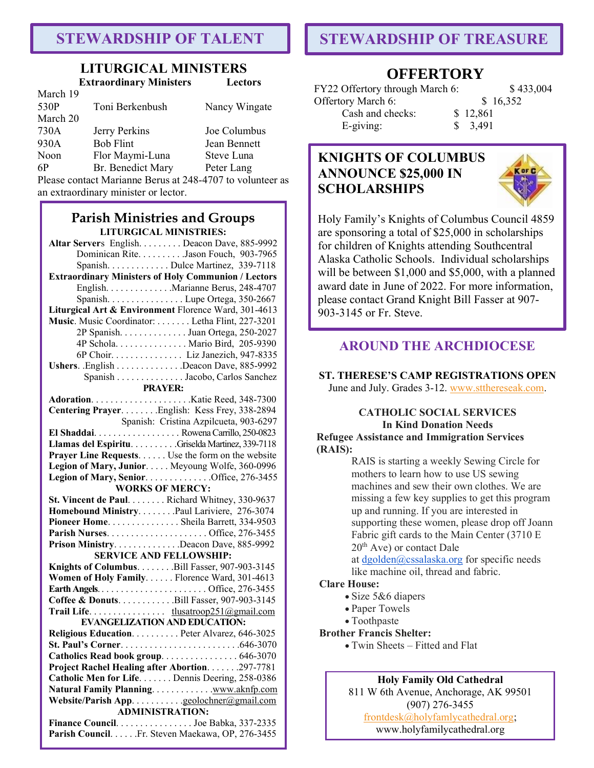# STEWARDSHIP OF TALENT

## LITURGICAL MINISTERS

| | Extraordinary Ministers | Lectors |
|---|---|---|
| March 19 | | |
| 530P | Toni Berkenbush | Nancy Wingate |
| March 20 | | |
| 730A | Jerry Perkins | Joe Columbus |
| 930A | Bob Flint | Jean Bennett |
| Noon | Flor Maymi-Luna | Steve Luna |
| 6P | Br. Benedict Mary | Peter Lang |

Please contact Marianne Berus at 248-4707 to volunteer as an extraordinary minister or lector.

## Parish Ministries and Groups

**LITURGICAL MINISTRIES:**

**Altar Servers** English. . . . . . . . . Deacon Dave, 885-9992
Dominican Rite. . . . . . . . . .Jason Fouch, 903-7965
Spanish. . . . . . . . . . . . Dulce Martinez, 339-7118

**Extraordinary Ministers of Holy Communion / Lectors**
English. . . . . . . . . . . . .Marianne Berus, 248-4707
Spanish. . . . . . . . . . . . . . . Lupe Ortega, 350-2667

**Liturgical Art & Environment** Florence Ward, 301-4613

**Music**. Music Coordinator: . . . . . . . Letha Flint, 227-3201
2P Spanish. . . . . . . . . . . . . Juan Ortega, 250-2027
4P Schola. . . . . . . . . . . . . . Mario Bird, 205-9390
6P Choir. . . . . . . . . . . . . . Liz Janezich, 947-8335

**Ushers**. .English . . . . . . . . . . . . .Deacon Dave, 885-9992
Spanish . . . . . . . . . . . . . Jacobo, Carlos Sanchez

**PRAYER:**

**Adoration**. . . . . . . . . . . . . . . . . . . .Katie Reed, 348-7300
**Centering Prayer**. . . . . . . .English: Kess Frey, 338-2894
Spanish: Cristina Azpilcueta, 903-6297
**El Shaddai**. . . . . . . . . . . . . . . . . Rowena Carrillo, 250-0823
**Llamas del Espiritu**. . . . . . . . . .Griselda Martinez, 339-7118
**Prayer Line Requests**. . . . . . Use the form on the website
**Legion of Mary, Junior**. . . . . Meyoung Wolfe, 360-0996
**Legion of Mary, Senior**. . . . . . . . . . . . . .Office, 276-3455

**WORKS OF MERCY:**

**St. Vincent de Paul**. . . . . . . . Richard Whitney, 330-9637
**Homebound Ministry**. . . . . . . .Paul Lariviere, 276-3074
**Pioneer Home**. . . . . . . . . . . . . . . Sheila Barrett, 334-9503
**Parish Nurses**. . . . . . . . . . . . . . . . . . . . . Office, 276-3455
**Prison Ministry**. . . . . . . . . . . . . .Deacon Dave, 885-9992

**SERVICE AND FELLOWSHIP:**

**Knights of Columbus**. . . . . . . .Bill Fasser, 907-903-3145
**Women of Holy Family**. . . . . . Florence Ward, 301-4613
**Earth Angels**. . . . . . . . . . . . . . . . . . . . . . . Office, 276-3455
**Coffee & Donuts**. . . . . . . . . . . .Bill Fasser, 907-903-3145
**Trail Life**. . . . . . . . . . . . . . . . tlusatroop251@gmail.com

**EVANGELIZATION AND EDUCATION:**

**Religious Education**. . . . . . . . . . Peter Alvarez, 646-3025
**St. Paul's Corner**. . . . . . . . . . . . . . . . . . . . . . . . .646-3070
**Catholics Read book group**. . . . . . . . . . . . . . . . 646-3070
**Project Rachel Healing after Abortion**. . . . . . .297-7781
**Catholic Men for Life**. . . . . . . Dennis Deering, 258-0386
**Natural Family Planning**. . . . . . . . . . . .www.aknfp.com
**Website/Parish App**. . . . . . . . . . .geolochner@gmail.com

**ADMINISTRATION:**

**Finance Council**. . . . . . . . . . . . . . . . Joe Babka, 337-2335
**Parish Council**. . . . . .Fr. Steven Maekawa, OP, 276-3455

# STEWARDSHIP OF TREASURE

## OFFERTORY

| | |
|---|---|
| FY22 Offertory through March 6: | $ 433,004 |
| Offertory March 6: | $ 16,352 |
| Cash and checks: | $ 12,861 |
| E-giving: | $ 3,491 |

## KNIGHTS OF COLUMBUS ANNOUNCE $25,000 IN SCHOLARSHIPS

Holy Family's Knights of Columbus Council 4859 are sponsoring a total of $25,000 in scholarships for children of Knights attending Southcentral Alaska Catholic Schools. Individual scholarships will be between $1,000 and $5,000, with a planned award date in June of 2022. For more information, please contact Grand Knight Bill Fasser at 907-903-3145 or Fr. Steve.

## AROUND THE ARCHDIOCESE

**ST. THERESE'S CAMP REGISTRATIONS OPEN**
June and July. Grades 3-12. www.stthereseak.com.

**CATHOLIC SOCIAL SERVICES**
**In Kind Donation Needs**

**Refugee Assistance and Immigration Services (RAIS):**

RAIS is starting a weekly Sewing Circle for mothers to learn how to use US sewing machines and sew their own clothes. We are missing a few key supplies to get this program up and running. If you are interested in supporting these women, please drop off Joann Fabric gift cards to the Main Center (3710 E 20th Ave) or contact Dale at dgolden@cssalaska.org for specific needs like machine oil, thread and fabric.

**Clare House:**

- Size 5&6 diapers
- Paper Towels
- Toothpaste

**Brother Francis Shelter:**

- Twin Sheets – Fitted and Flat

**Holy Family Old Cathedral**
811 W 6th Avenue, Anchorage, AK 99501
(907) 276-3455
frontdesk@holyfamlycathedral.org;
www.holyfamilycathedral.org